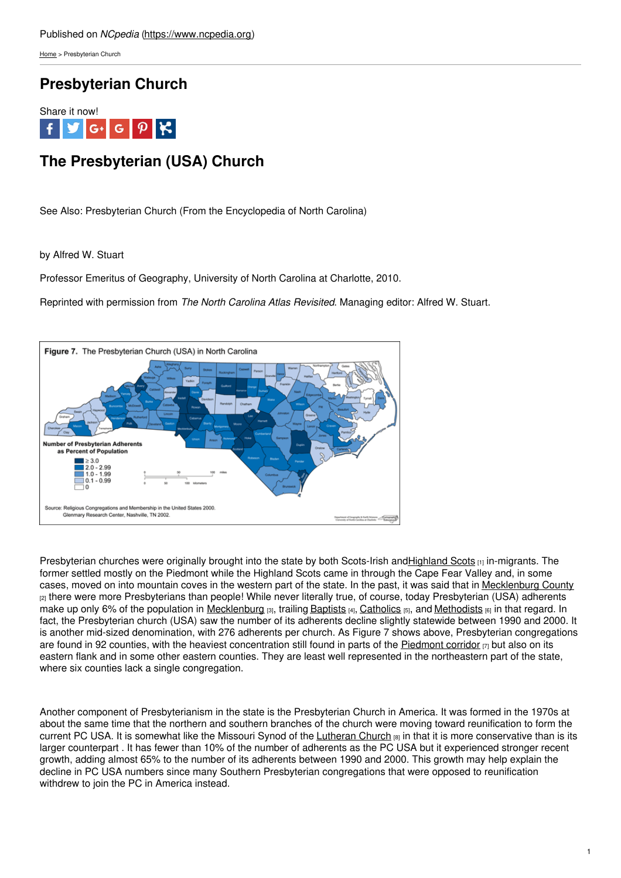Published on *NCpedia* (https://www.ncpedia.org)

Home > Presbyterian Church

# Presbyterian Church

Share it now!

## The Presbyterian (USA) Church

See Also: Presbyterian Church (From the Encyclopedia of North Carolina)

by Alfred W. Stuart

Professor Emeritus of Geography, University of North Carolina at Charlotte, 2010.

Reprinted with permission from *The North Carolina Atlas Revisited*. Managing editor: Alfred W. Stuart.

**Figure 7.** The Presbyterian Church (USA) in North Carolina

Number of Presbyterian Adherents as Percent of Population

- ≥ 3.0
- 2.0 - 2.99
- 1.0 - 1.99
- 0.1 - 0.99
- 0

Source: Religious Congregations and Membership in the United States 2000. Glenmary Research Center, Nashville, TN 2002.

Presbyterian churches were originally brought into the state by both Scots-Irish andHighland Scots [1] in-migrants. The former settled mostly on the Piedmont while the Highland Scots came in through the Cape Fear Valley and, in some cases, moved on into mountain coves in the western part of the state. In the past, it was said that in Mecklenburg County [2] there were more Presbyterians than people! While never literally true, of course, today Presbyterian (USA) adherents make up only 6% of the population in Mecklenburg [3], trailing Baptists [4], Catholics [5], and Methodists [6] in that regard. In fact, the Presbyterian church (USA) saw the number of its adherents decline slightly statewide between 1990 and 2000. It is another mid-sized denomination, with 276 adherents per church. As Figure 7 shows above, Presbyterian congregations are found in 92 counties, with the heaviest concentration still found in parts of the Piedmont corridor [7] but also on its eastern flank and in some other eastern counties. They are least well represented in the northeastern part of the state, where six counties lack a single congregation.

Another component of Presbyterianism in the state is the Presbyterian Church in America. It was formed in the 1970s at about the same time that the northern and southern branches of the church were moving toward reunification to form the current PC USA. It is somewhat like the Missouri Synod of the Lutheran Church [8] in that it is more conservative than is its larger counterpart . It has fewer than 10% of the number of adherents as the PC USA but it experienced stronger recent growth, adding almost 65% to the number of its adherents between 1990 and 2000. This growth may help explain the decline in PC USA numbers since many Southern Presbyterian congregations that were opposed to reunification withdrew to join the PC in America instead.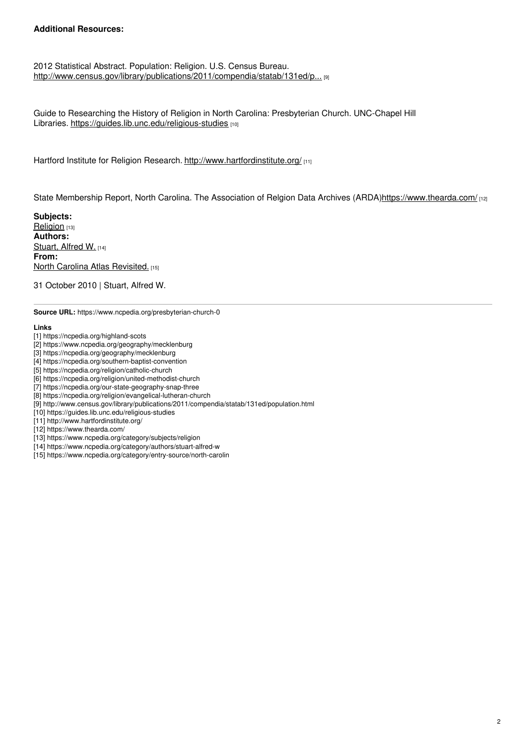**Additional Resources:**

2012 Statistical Abstract. Population: Religion. U.S. Census Bureau. http://www.census.gov/library/publications/2011/compendia/statab/131ed/p... [9]

Guide to Researching the History of Religion in North Carolina: Presbyterian Church. UNC-Chapel Hill Libraries. https://guides.lib.unc.edu/religious-studies [10]

Hartford Institute for Religion Research. http://www.hartfordinstitute.org/ [11]

State Membership Report, North Carolina. The Association of Relgion Data Archives (ARDA)https://www.thearda.com/ [12]

**Subjects:**
Religion [13]
**Authors:**
Stuart, Alfred W. [14]
**From:**
North Carolina Atlas Revisited. [15]

31 October 2010 | Stuart, Alfred W.

**Source URL:** https://www.ncpedia.org/presbyterian-church-0

**Links**
[1] https://ncpedia.org/highland-scots
[2] https://www.ncpedia.org/geography/mecklenburg
[3] https://ncpedia.org/geography/mecklenburg
[4] https://ncpedia.org/southern-baptist-convention
[5] https://ncpedia.org/religion/catholic-church
[6] https://ncpedia.org/religion/united-methodist-church
[7] https://ncpedia.org/our-state-geography-snap-three
[8] https://ncpedia.org/religion/evangelical-lutheran-church
[9] http://www.census.gov/library/publications/2011/compendia/statab/131ed/population.html
[10] https://guides.lib.unc.edu/religious-studies
[11] http://www.hartfordinstitute.org/
[12] https://www.thearda.com/
[13] https://www.ncpedia.org/category/subjects/religion
[14] https://www.ncpedia.org/category/authors/stuart-alfred-w
[15] https://www.ncpedia.org/category/entry-source/north-carolin